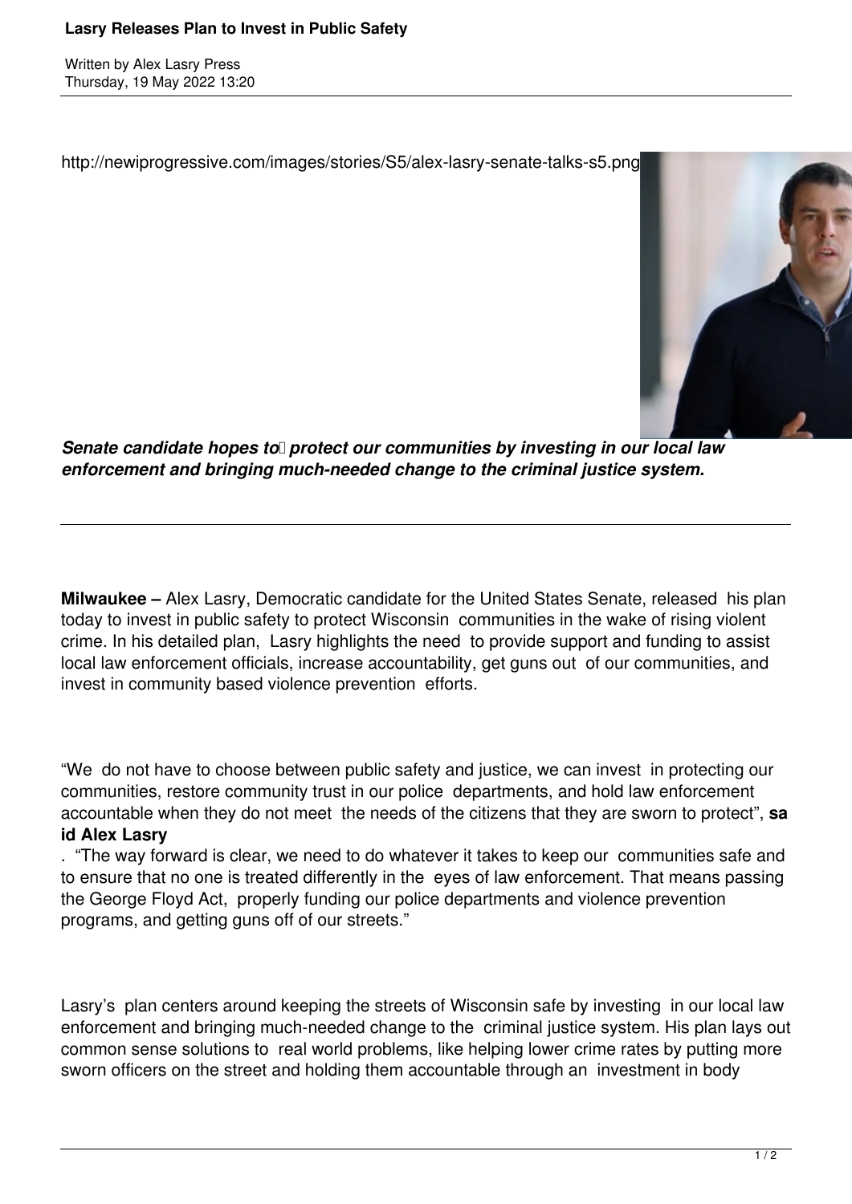# Lasry Releases Plan to Invest in Public Safety

Written by Alex Lasry Press
Thursday, 19 May 2022 13:20

http://newiprogressive.com/images/stories/S5/alex-lasry-senate-talks-s5.png

***Senate candidate hopes to protect our communities by investing in our local law enforcement and bringing much-needed change to the criminal justice system.***

---

**Milwaukee –** Alex Lasry, Democratic candidate for the United States Senate, released his plan today to invest in public safety to protect Wisconsin communities in the wake of rising violent crime. In his detailed plan, Lasry highlights the need to provide support and funding to assist local law enforcement officials, increase accountability, get guns out of our communities, and invest in community based violence prevention efforts.

"We do not have to choose between public safety and justice, we can invest in protecting our communities, restore community trust in our police departments, and hold law enforcement accountable when they do not meet the needs of the citizens that they are sworn to protect", **said Alex Lasry**. "The way forward is clear, we need to do whatever it takes to keep our communities safe and to ensure that no one is treated differently in the eyes of law enforcement. That means passing the George Floyd Act, properly funding our police departments and violence prevention programs, and getting guns off of our streets."

Lasry's plan centers around keeping the streets of Wisconsin safe by investing in our local law enforcement and bringing much-needed change to the criminal justice system. His plan lays out common sense solutions to real world problems, like helping lower crime rates by putting more sworn officers on the street and holding them accountable through an investment in body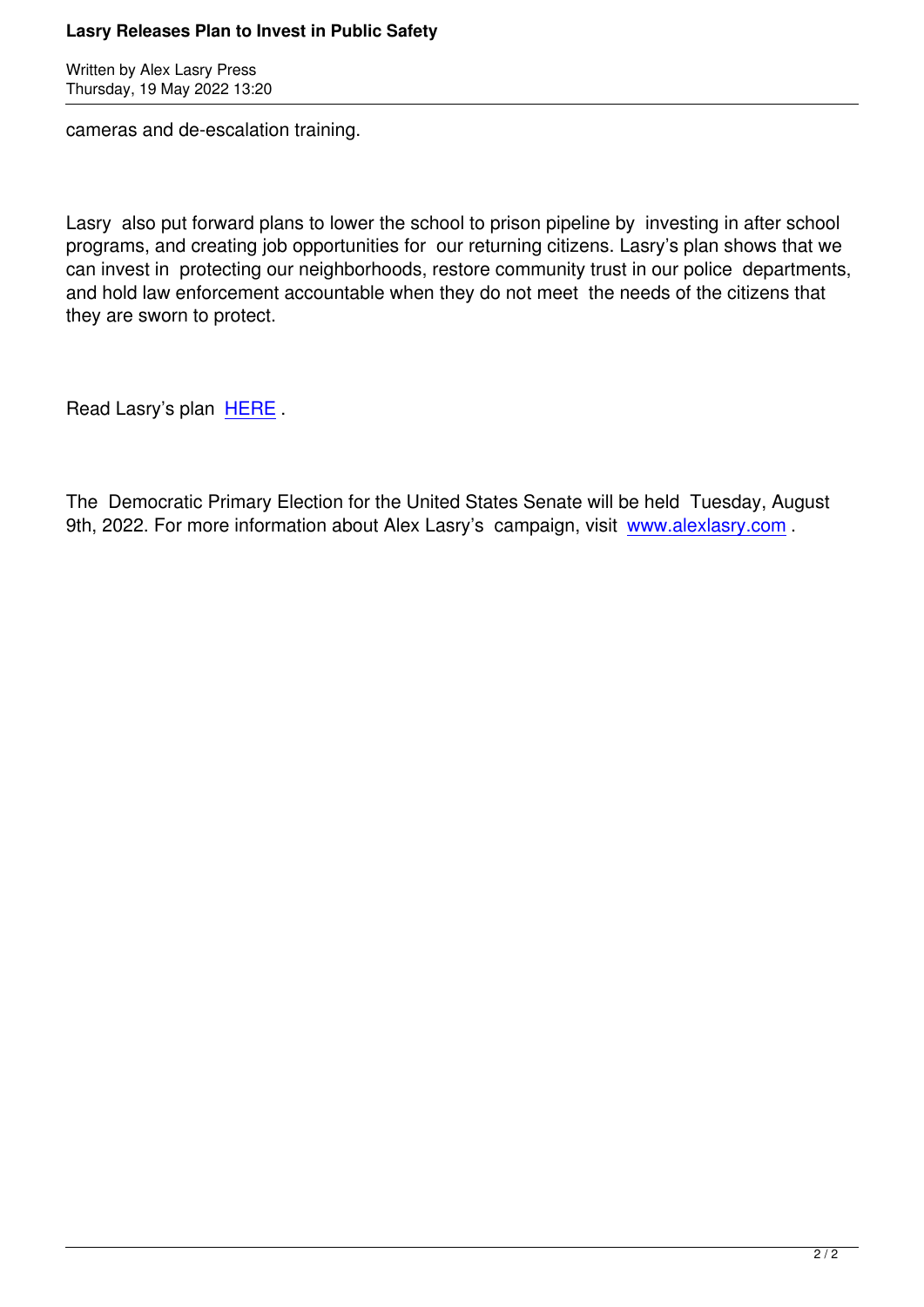cameras and de-escalation training.

Lasry also put forward plans to lower the school to prison pipeline by investing in after school programs, and creating job opportunities for our returning citizens. Lasry's plan shows that we can invest in protecting our neighborhoods, restore community trust in our police departments, and hold law enforcement accountable when they do not meet the needs of the citizens that they are sworn to protect.

Read Lasry's plan HERE .

The Democratic Primary Election for the United States Senate will be held Tuesday, August 9th, 2022. For more information about Alex Lasry's campaign, visit www.alexlasry.com .